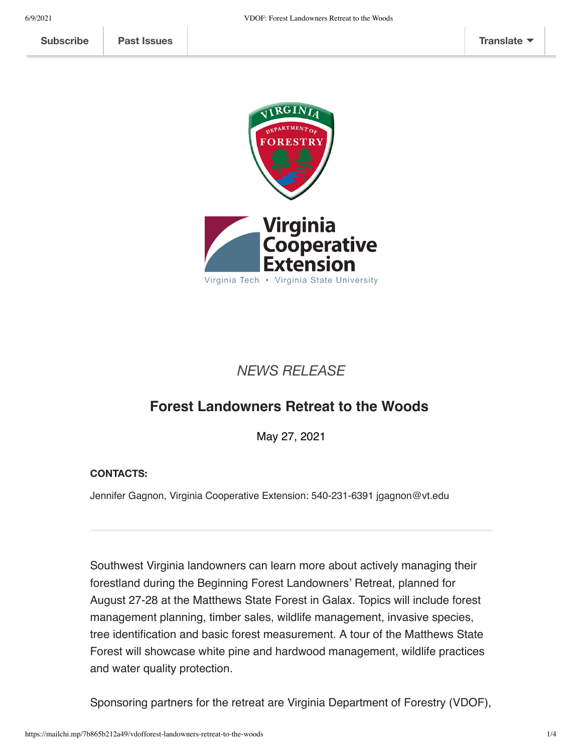Subscribe | Past Issues | Translate

*NEWS RELEASE*

## Forest Landowners Retreat to the Woods

May 27, 2021

**CONTACTS:**

Jennifer Gagnon, Virginia Cooperative Extension: 540-231-6391 jgagnon@vt.edu

---

Southwest Virginia landowners can learn more about actively managing their forestland during the Beginning Forest Landowners' Retreat, planned for August 27-28 at the Matthews State Forest in Galax. Topics will include forest management planning, timber sales, wildlife management, invasive species, tree identification and basic forest measurement. A tour of the Matthews State Forest will showcase white pine and hardwood management, wildlife practices and water quality protection.

Sponsoring partners for the retreat are Virginia Department of Forestry (VDOF),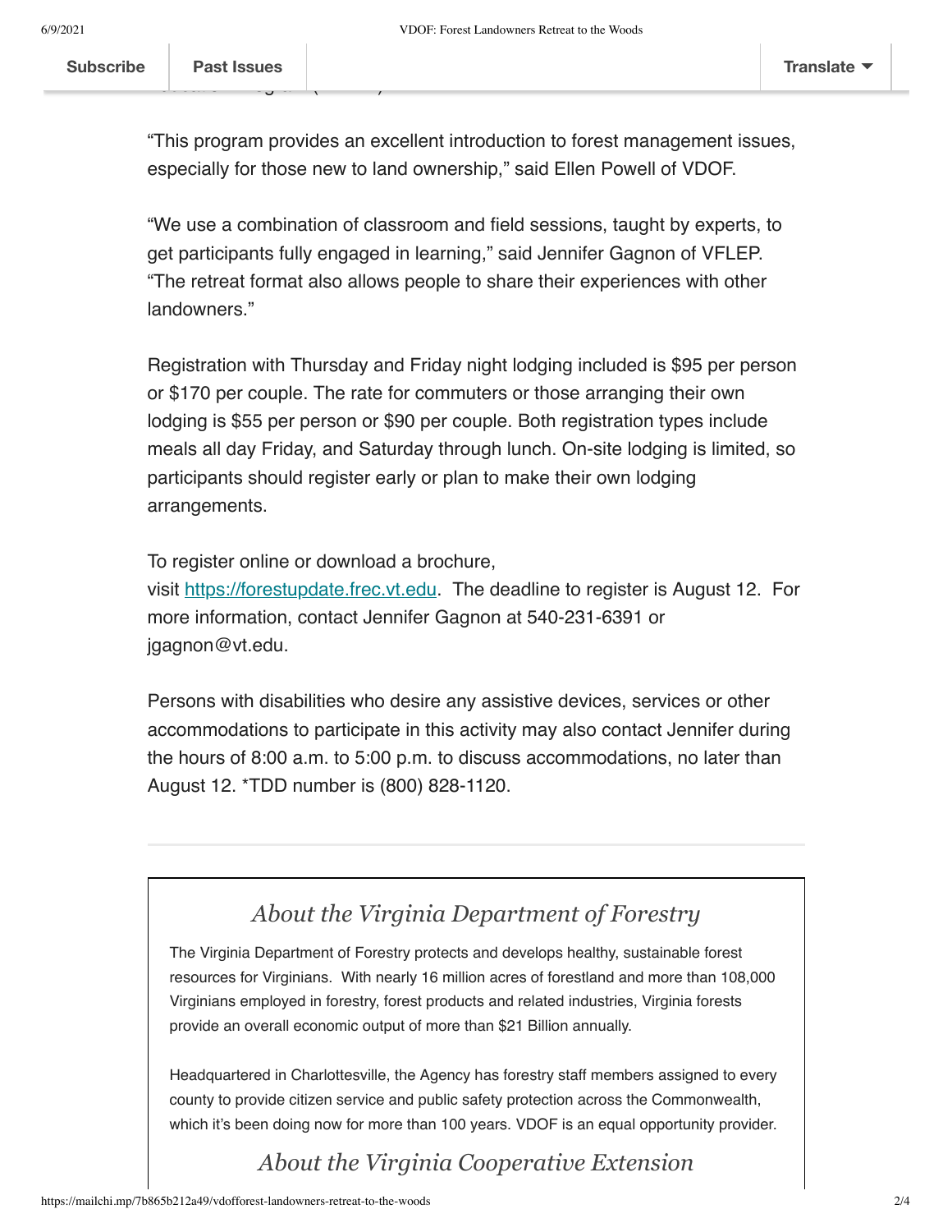"This program provides an excellent introduction to forest management issues, especially for those new to land ownership," said Ellen Powell of VDOF.

"We use a combination of classroom and field sessions, taught by experts, to get participants fully engaged in learning," said Jennifer Gagnon of VFLEP. "The retreat format also allows people to share their experiences with other landowners."

Registration with Thursday and Friday night lodging included is $95 per person or $170 per couple. The rate for commuters or those arranging their own lodging is $55 per person or $90 per couple. Both registration types include meals all day Friday, and Saturday through lunch. On-site lodging is limited, so participants should register early or plan to make their own lodging arrangements.

To register online or download a brochure, visit [https://forestupdate.frec.vt.edu](https://forestupdate.frec.vt.edu). The deadline to register is August 12. For more information, contact Jennifer Gagnon at 540-231-6391 or jgagnon@vt.edu.

Persons with disabilities who desire any assistive devices, services or other accommodations to participate in this activity may also contact Jennifer during the hours of 8:00 a.m. to 5:00 p.m. to discuss accommodations, no later than August 12. *TDD number is (800) 828-1120.

---

## *About the Virginia Department of Forestry*

The Virginia Department of Forestry protects and develops healthy, sustainable forest resources for Virginians. With nearly 16 million acres of forestland and more than 108,000 Virginians employed in forestry, forest products and related industries, Virginia forests provide an overall economic output of more than $21 Billion annually.

Headquartered in Charlottesville, the Agency has forestry staff members assigned to every county to provide citizen service and public safety protection across the Commonwealth, which it's been doing now for more than 100 years. VDOF is an equal opportunity provider.

## *About the Virginia Cooperative Extension*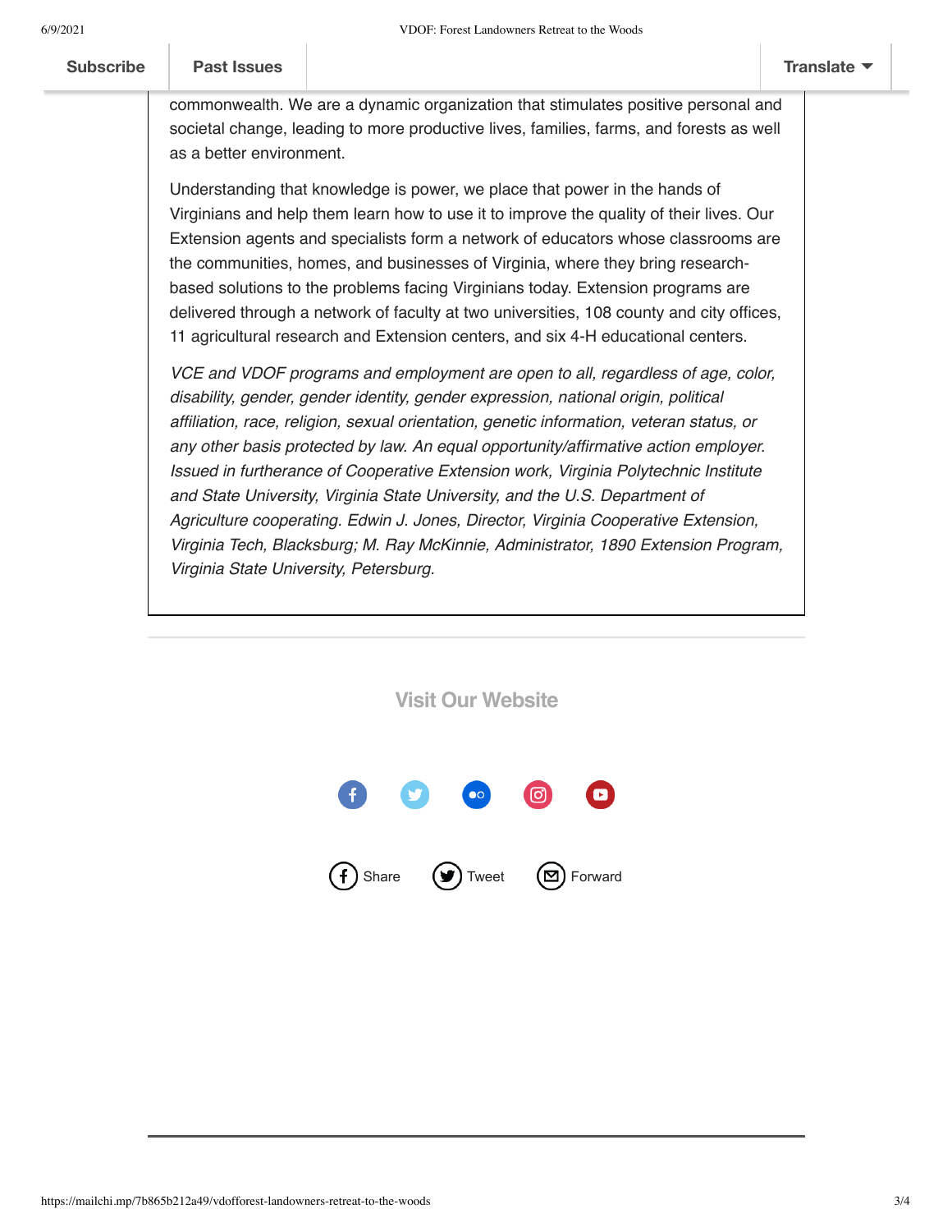commonwealth. We are a dynamic organization that stimulates positive personal and societal change, leading to more productive lives, families, farms, and forests as well as a better environment.

Understanding that knowledge is power, we place that power in the hands of Virginians and help them learn how to use it to improve the quality of their lives. Our Extension agents and specialists form a network of educators whose classrooms are the communities, homes, and businesses of Virginia, where they bring research-based solutions to the problems facing Virginians today. Extension programs are delivered through a network of faculty at two universities, 108 county and city offices, 11 agricultural research and Extension centers, and six 4-H educational centers.

*VCE and VDOF programs and employment are open to all, regardless of age, color, disability, gender, gender identity, gender expression, national origin, political affiliation, race, religion, sexual orientation, genetic information, veteran status, or any other basis protected by law. An equal opportunity/affirmative action employer. Issued in furtherance of Cooperative Extension work, Virginia Polytechnic Institute and State University, Virginia State University, and the U.S. Department of Agriculture cooperating. Edwin J. Jones, Director, Virginia Cooperative Extension, Virginia Tech, Blacksburg; M. Ray McKinnie, Administrator, 1890 Extension Program, Virginia State University, Petersburg.*

**Visit Our Website**

Share Tweet Forward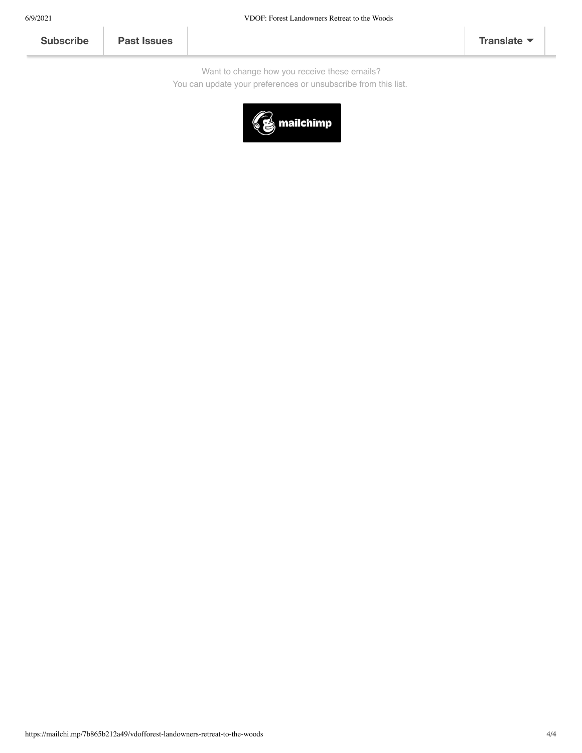Subscribe | Past Issues | Translate ▼

Want to change how you receive these emails?
You can update your preferences or unsubscribe from this list.

mailchimp